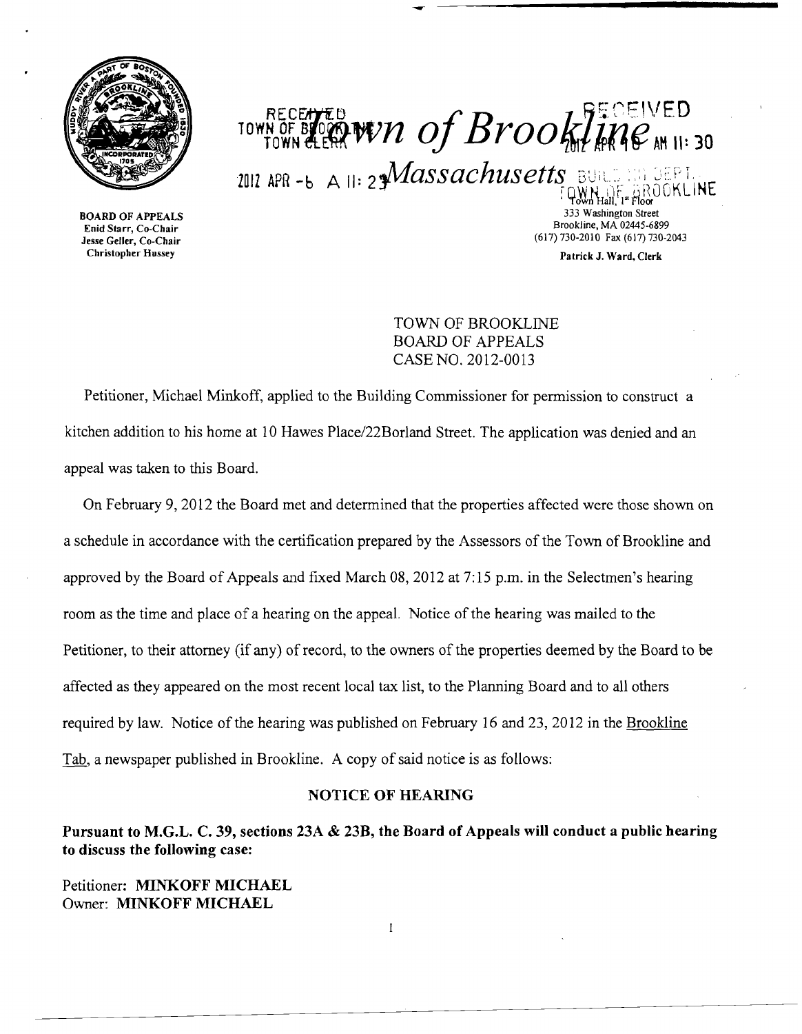# Town of Brookline

## Massachusetts

RECEIVED TOWN OF BROOKLINE TOWN CLERK 2012 APR -6 A 11: 23

RECEIVED 2012 APR 16 AM 11: 30 BUILDING DEPT. TOWN OF BROOKLINE

**BOARD OF APPEALS**
Enid Starr, Co-Chair
Jesse Geller, Co-Chair
Christopher Hussey

Town Hall, 1st Floor
333 Washington Street
Brookline, MA 02445-6899
(617) 730-2010 Fax (617) 730-2043

Patrick J. Ward, Clerk

TOWN OF BROOKLINE
BOARD OF APPEALS
CASE NO. 2012-0013

Petitioner, Michael Minkoff, applied to the Building Commissioner for permission to construct a kitchen addition to his home at 10 Hawes Place/22Borland Street. The application was denied and an appeal was taken to this Board.

On February 9, 2012 the Board met and determined that the properties affected were those shown on a schedule in accordance with the certification prepared by the Assessors of the Town of Brookline and approved by the Board of Appeals and fixed March 08, 2012 at 7:15 p.m. in the Selectmen's hearing room as the time and place of a hearing on the appeal. Notice of the hearing was mailed to the Petitioner, to their attorney (if any) of record, to the owners of the properties deemed by the Board to be affected as they appeared on the most recent local tax list, to the Planning Board and to all others required by law. Notice of the hearing was published on February 16 and 23, 2012 in the Brookline Tab, a newspaper published in Brookline. A copy of said notice is as follows:

**NOTICE OF HEARING**

**Pursuant to M.G.L. C. 39, sections 23A & 23B, the Board of Appeals will conduct a public hearing to discuss the following case:**

Petitioner: **MINKOFF MICHAEL**
Owner: **MINKOFF MICHAEL**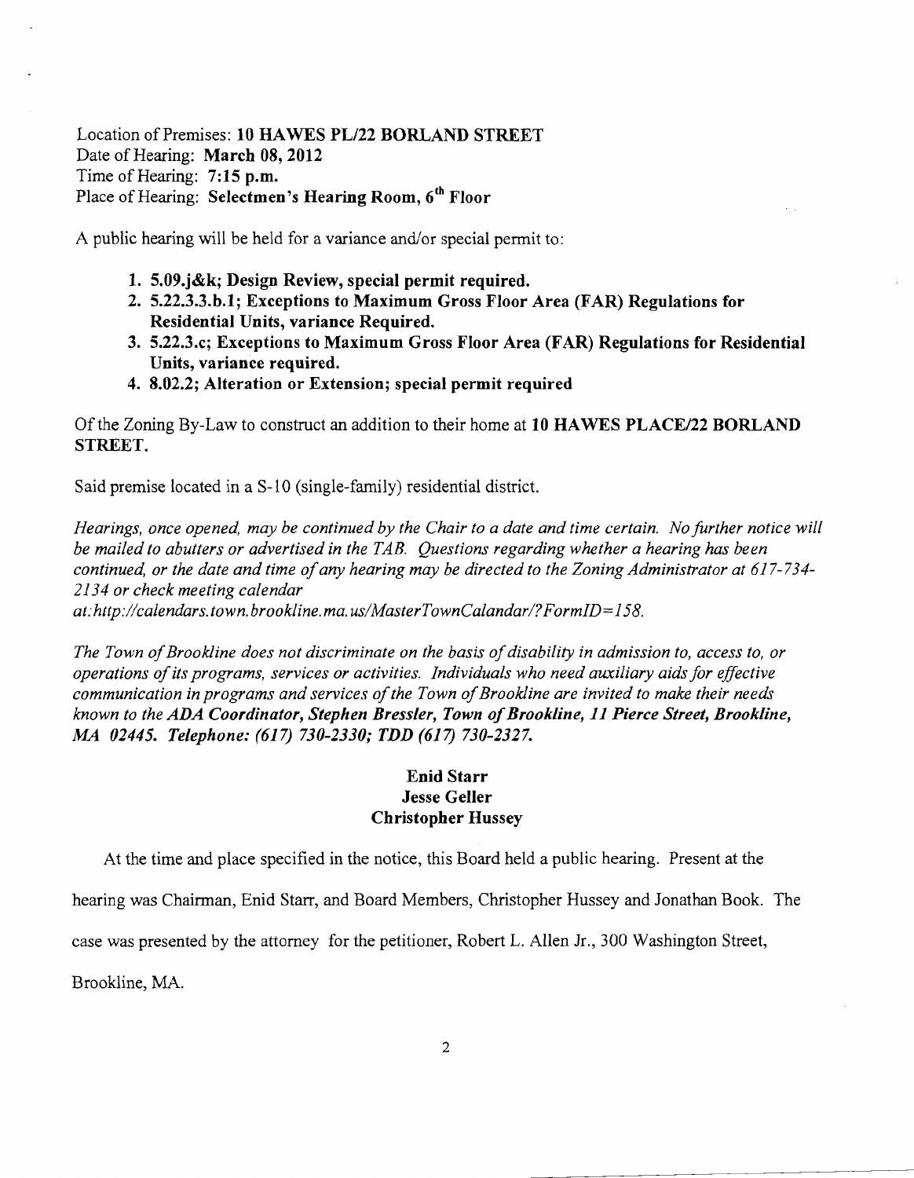Location of Premises: **10 HAWES PL/22 BORLAND STREET**
Date of Hearing: **March 08, 2012**
Time of Hearing: **7:15 p.m.**
Place of Hearing: **Selectmen's Hearing Room, 6th Floor**

A public hearing will be held for a variance and/or special permit to:

1. **5.09.j&k; Design Review, special permit required.**
2. **5.22.3.3.b.1; Exceptions to Maximum Gross Floor Area (FAR) Regulations for Residential Units, variance Required.**
3. **5.22.3.c; Exceptions to Maximum Gross Floor Area (FAR) Regulations for Residential Units, variance required.**
4. **8.02.2; Alteration or Extension; special permit required**

Of the Zoning By-Law to construct an addition to their home at **10 HAWES PLACE/22 BORLAND STREET.**

Said premise located in a S-10 (single-family) residential district.

*Hearings, once opened, may be continued by the Chair to a date and time certain. No further notice will be mailed to abutters or advertised in the TAB. Questions regarding whether a hearing has been continued, or the date and time of any hearing may be directed to the Zoning Administrator at 617-734-2134 or check meeting calendar at:http://calendars.town.brookline.ma.us/MasterTownCalandar/?FormID=158.*

*The Town of Brookline does not discriminate on the basis of disability in admission to, access to, or operations of its programs, services or activities. Individuals who need auxiliary aids for effective communication in programs and services of the Town of Brookline are invited to make their needs known to the **ADA Coordinator, Stephen Bressler, Town of Brookline, 11 Pierce Street, Brookline, MA 02445. Telephone: (617) 730-2330; TDD (617) 730-2327.***

**Enid Starr**
**Jesse Geller**
**Christopher Hussey**

At the time and place specified in the notice, this Board held a public hearing. Present at the hearing was Chairman, Enid Starr, and Board Members, Christopher Hussey and Jonathan Book. The case was presented by the attorney for the petitioner, Robert L. Allen Jr., 300 Washington Street, Brookline, MA.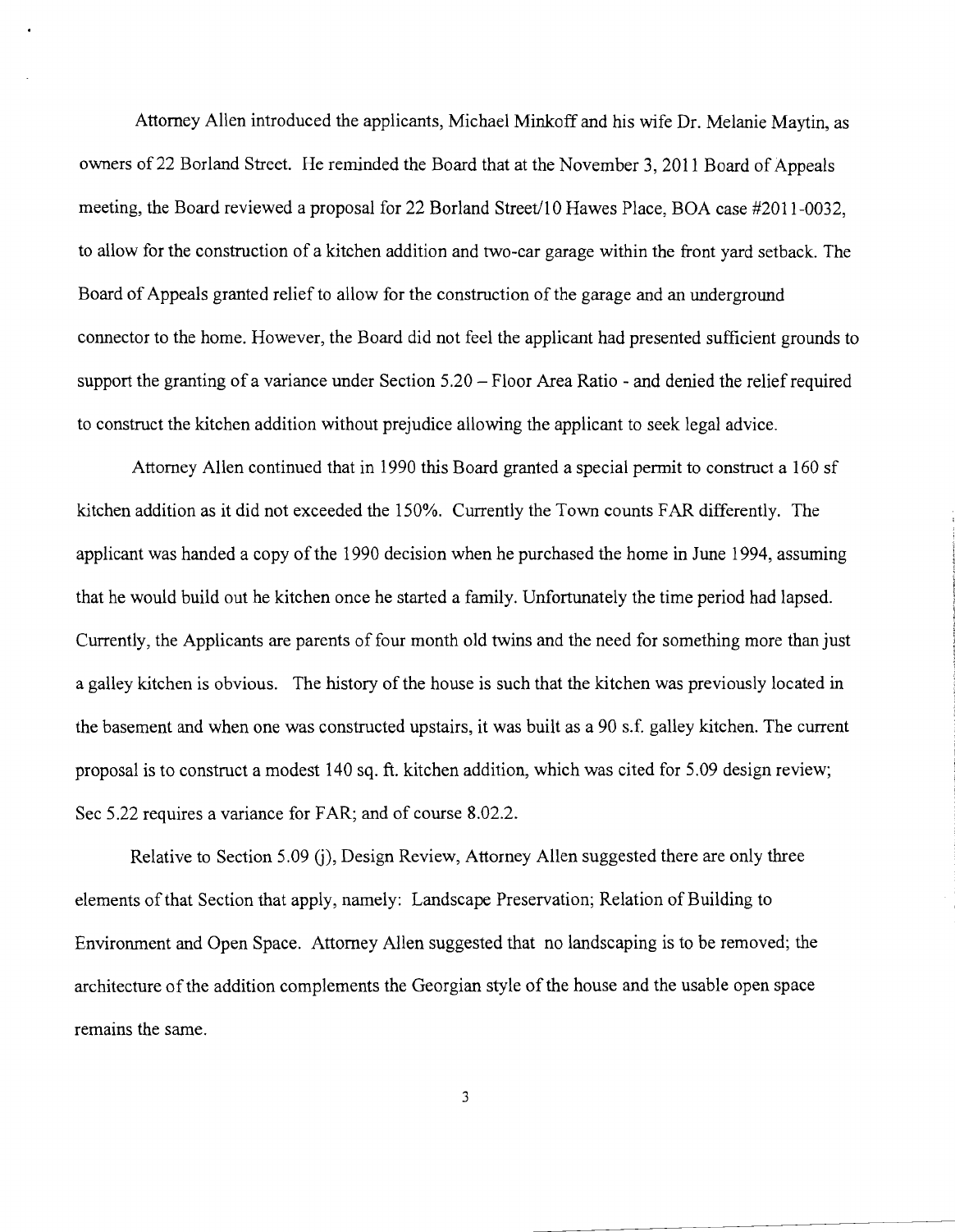Attorney Allen introduced the applicants, Michael Minkoff and his wife Dr. Melanie Maytin, as owners of 22 Borland Street. He reminded the Board that at the November 3, 2011 Board of Appeals meeting, the Board reviewed a proposal for 22 Borland Street/10 Hawes Place, BOA case #2011-0032, to allow for the construction of a kitchen addition and two-car garage within the front yard setback. The Board of Appeals granted relief to allow for the construction of the garage and an underground connector to the home. However, the Board did not feel the applicant had presented sufficient grounds to support the granting of a variance under Section 5.20 – Floor Area Ratio - and denied the relief required to construct the kitchen addition without prejudice allowing the applicant to seek legal advice.

Attorney Allen continued that in 1990 this Board granted a special permit to construct a 160 sf kitchen addition as it did not exceeded the 150%. Currently the Town counts FAR differently. The applicant was handed a copy of the 1990 decision when he purchased the home in June 1994, assuming that he would build out he kitchen once he started a family. Unfortunately the time period had lapsed. Currently, the Applicants are parents of four month old twins and the need for something more than just a galley kitchen is obvious. The history of the house is such that the kitchen was previously located in the basement and when one was constructed upstairs, it was built as a 90 s.f. galley kitchen. The current proposal is to construct a modest 140 sq. ft. kitchen addition, which was cited for 5.09 design review; Sec 5.22 requires a variance for FAR; and of course 8.02.2.

Relative to Section 5.09 (j), Design Review, Attorney Allen suggested there are only three elements of that Section that apply, namely: Landscape Preservation; Relation of Building to Environment and Open Space. Attorney Allen suggested that no landscaping is to be removed; the architecture of the addition complements the Georgian style of the house and the usable open space remains the same.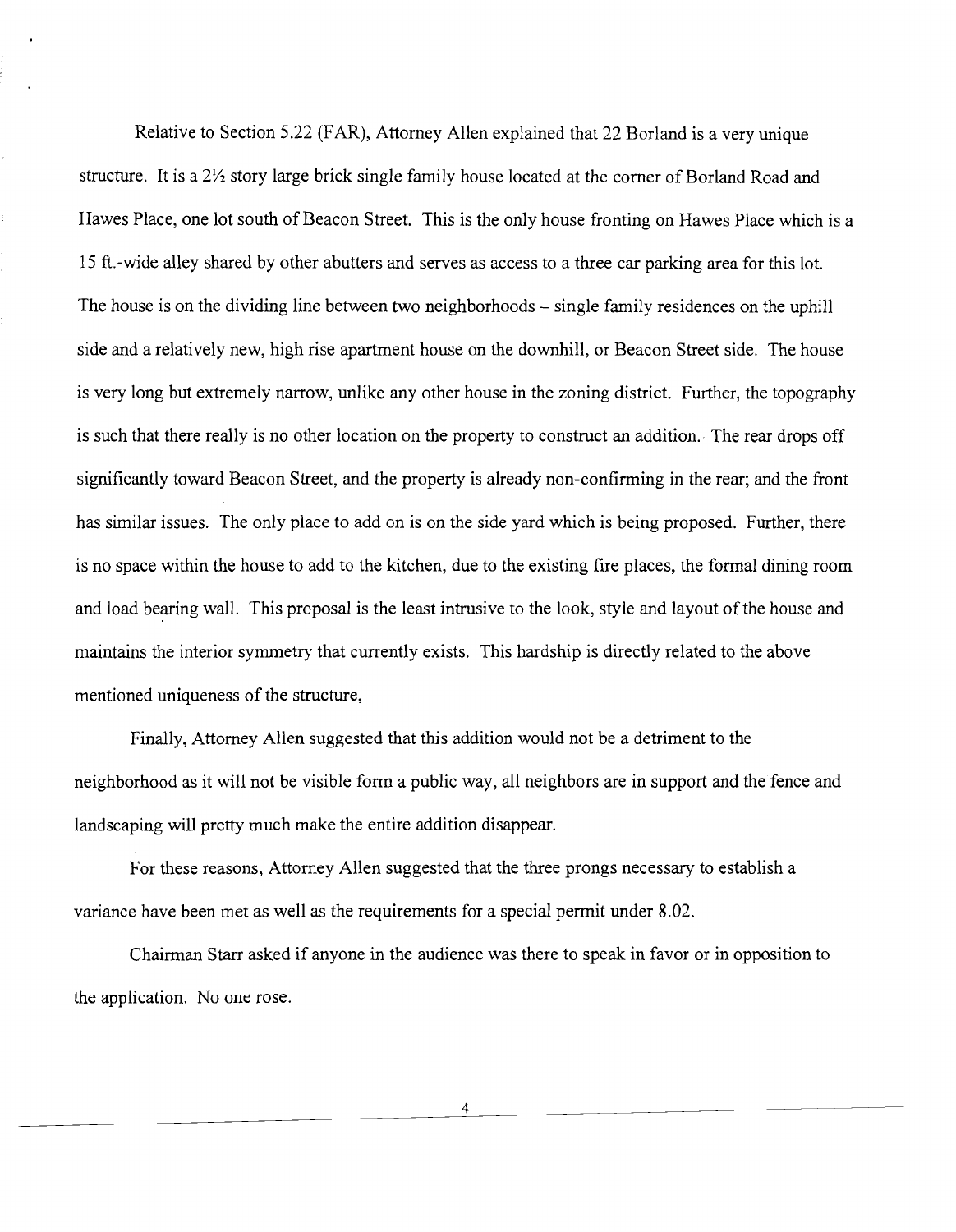Relative to Section 5.22 (FAR), Attorney Allen explained that 22 Borland is a very unique structure. It is a 2½ story large brick single family house located at the corner of Borland Road and Hawes Place, one lot south of Beacon Street. This is the only house fronting on Hawes Place which is a 15 ft.-wide alley shared by other abutters and serves as access to a three car parking area for this lot. The house is on the dividing line between two neighborhoods – single family residences on the uphill side and a relatively new, high rise apartment house on the downhill, or Beacon Street side. The house is very long but extremely narrow, unlike any other house in the zoning district. Further, the topography is such that there really is no other location on the property to construct an addition. The rear drops off significantly toward Beacon Street, and the property is already non-confirming in the rear; and the front has similar issues. The only place to add on is on the side yard which is being proposed. Further, there is no space within the house to add to the kitchen, due to the existing fire places, the formal dining room and load bearing wall. This proposal is the least intrusive to the look, style and layout of the house and maintains the interior symmetry that currently exists. This hardship is directly related to the above mentioned uniqueness of the structure,

Finally, Attorney Allen suggested that this addition would not be a detriment to the neighborhood as it will not be visible form a public way, all neighbors are in support and the fence and landscaping will pretty much make the entire addition disappear.

For these reasons, Attorney Allen suggested that the three prongs necessary to establish a variance have been met as well as the requirements for a special permit under 8.02.

Chairman Starr asked if anyone in the audience was there to speak in favor or in opposition to the application. No one rose.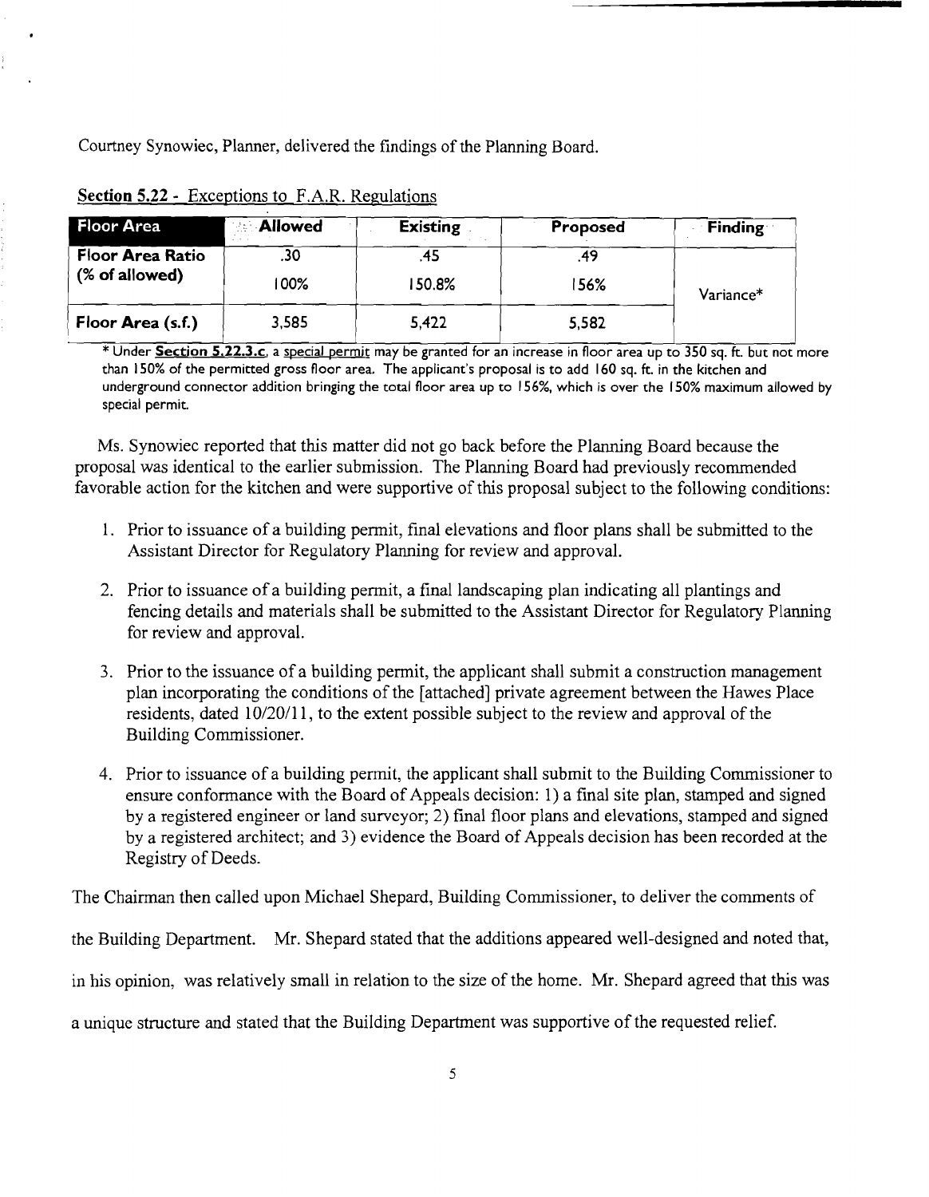Courtney Synowiec, Planner, delivered the findings of the Planning Board.

**Section 5.22** - Exceptions to F.A.R. Regulations

| Floor Area | Allowed | Existing | Proposed | Finding |
|---|---|---|---|---|
| **Floor Area Ratio (% of allowed)** | .30<br>100% | .45<br>150.8% | .49<br>156% | Variance* |
| **Floor Area (s.f.)** | 3,585 | 5,422 | 5,582 | |

\* Under **Section 5.22.3.c**, a special permit may be granted for an increase in floor area up to 350 sq. ft. but not more than 150% of the permitted gross floor area. The applicant's proposal is to add 160 sq. ft. in the kitchen and underground connector addition bringing the total floor area up to 156%, which is over the 150% maximum allowed by special permit.

Ms. Synowiec reported that this matter did not go back before the Planning Board because the proposal was identical to the earlier submission. The Planning Board had previously recommended favorable action for the kitchen and were supportive of this proposal subject to the following conditions:

1. Prior to issuance of a building permit, final elevations and floor plans shall be submitted to the Assistant Director for Regulatory Planning for review and approval.

2. Prior to issuance of a building permit, a final landscaping plan indicating all plantings and fencing details and materials shall be submitted to the Assistant Director for Regulatory Planning for review and approval.

3. Prior to the issuance of a building permit, the applicant shall submit a construction management plan incorporating the conditions of the [attached] private agreement between the Hawes Place residents, dated 10/20/11, to the extent possible subject to the review and approval of the Building Commissioner.

4. Prior to issuance of a building permit, the applicant shall submit to the Building Commissioner to ensure conformance with the Board of Appeals decision: 1) a final site plan, stamped and signed by a registered engineer or land surveyor; 2) final floor plans and elevations, stamped and signed by a registered architect; and 3) evidence the Board of Appeals decision has been recorded at the Registry of Deeds.

The Chairman then called upon Michael Shepard, Building Commissioner, to deliver the comments of the Building Department. Mr. Shepard stated that the additions appeared well-designed and noted that, in his opinion, was relatively small in relation to the size of the home. Mr. Shepard agreed that this was a unique structure and stated that the Building Department was supportive of the requested relief.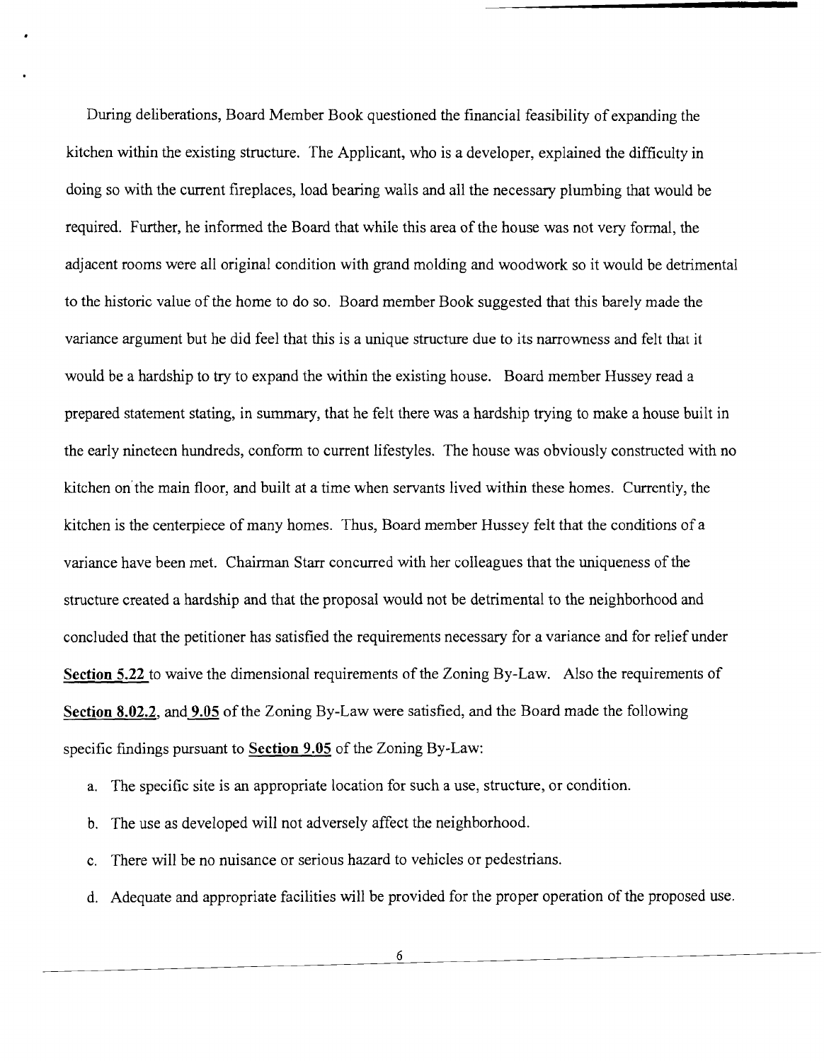During deliberations, Board Member Book questioned the financial feasibility of expanding the kitchen within the existing structure. The Applicant, who is a developer, explained the difficulty in doing so with the current fireplaces, load bearing walls and all the necessary plumbing that would be required. Further, he informed the Board that while this area of the house was not very formal, the adjacent rooms were all original condition with grand molding and woodwork so it would be detrimental to the historic value of the home to do so. Board member Book suggested that this barely made the variance argument but he did feel that this is a unique structure due to its narrowness and felt that it would be a hardship to try to expand the within the existing house. Board member Hussey read a prepared statement stating, in summary, that he felt there was a hardship trying to make a house built in the early nineteen hundreds, conform to current lifestyles. The house was obviously constructed with no kitchen on the main floor, and built at a time when servants lived within these homes. Currently, the kitchen is the centerpiece of many homes. Thus, Board member Hussey felt that the conditions of a variance have been met. Chairman Starr concurred with her colleagues that the uniqueness of the structure created a hardship and that the proposal would not be detrimental to the neighborhood and concluded that the petitioner has satisfied the requirements necessary for a variance and for relief under **Section 5.22** to waive the dimensional requirements of the Zoning By-Law. Also the requirements of **Section 8.02.2**, and **9.05** of the Zoning By-Law were satisfied, and the Board made the following specific findings pursuant to **Section 9.05** of the Zoning By-Law:

a. The specific site is an appropriate location for such a use, structure, or condition.

b. The use as developed will not adversely affect the neighborhood.

c. There will be no nuisance or serious hazard to vehicles or pedestrians.

d. Adequate and appropriate facilities will be provided for the proper operation of the proposed use.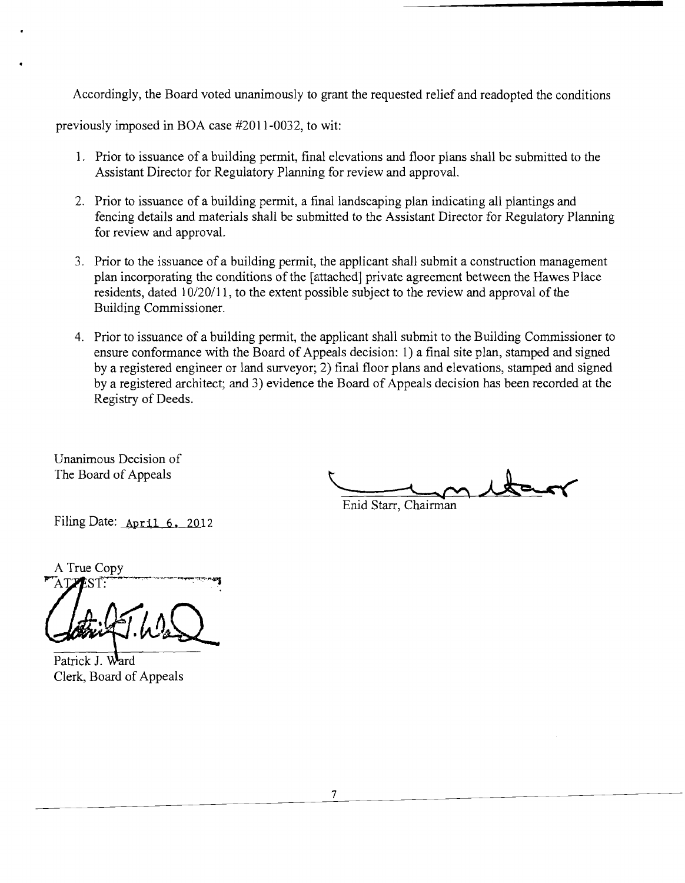Accordingly, the Board voted unanimously to grant the requested relief and readopted the conditions previously imposed in BOA case #2011-0032, to wit:

1. Prior to issuance of a building permit, final elevations and floor plans shall be submitted to the Assistant Director for Regulatory Planning for review and approval.
2. Prior to issuance of a building permit, a final landscaping plan indicating all plantings and fencing details and materials shall be submitted to the Assistant Director for Regulatory Planning for review and approval.
3. Prior to the issuance of a building permit, the applicant shall submit a construction management plan incorporating the conditions of the [attached] private agreement between the Hawes Place residents, dated 10/20/11, to the extent possible subject to the review and approval of the Building Commissioner.
4. Prior to issuance of a building permit, the applicant shall submit to the Building Commissioner to ensure conformance with the Board of Appeals decision: 1) a final site plan, stamped and signed by a registered engineer or land surveyor; 2) final floor plans and elevations, stamped and signed by a registered architect; and 3) evidence the Board of Appeals decision has been recorded at the Registry of Deeds.

Unanimous Decision of
The Board of Appeals

Enid Starr, Chairman

Filing Date: April 6, 2012

A True Copy
ATTEST:

Patrick J. Ward
Clerk, Board of Appeals